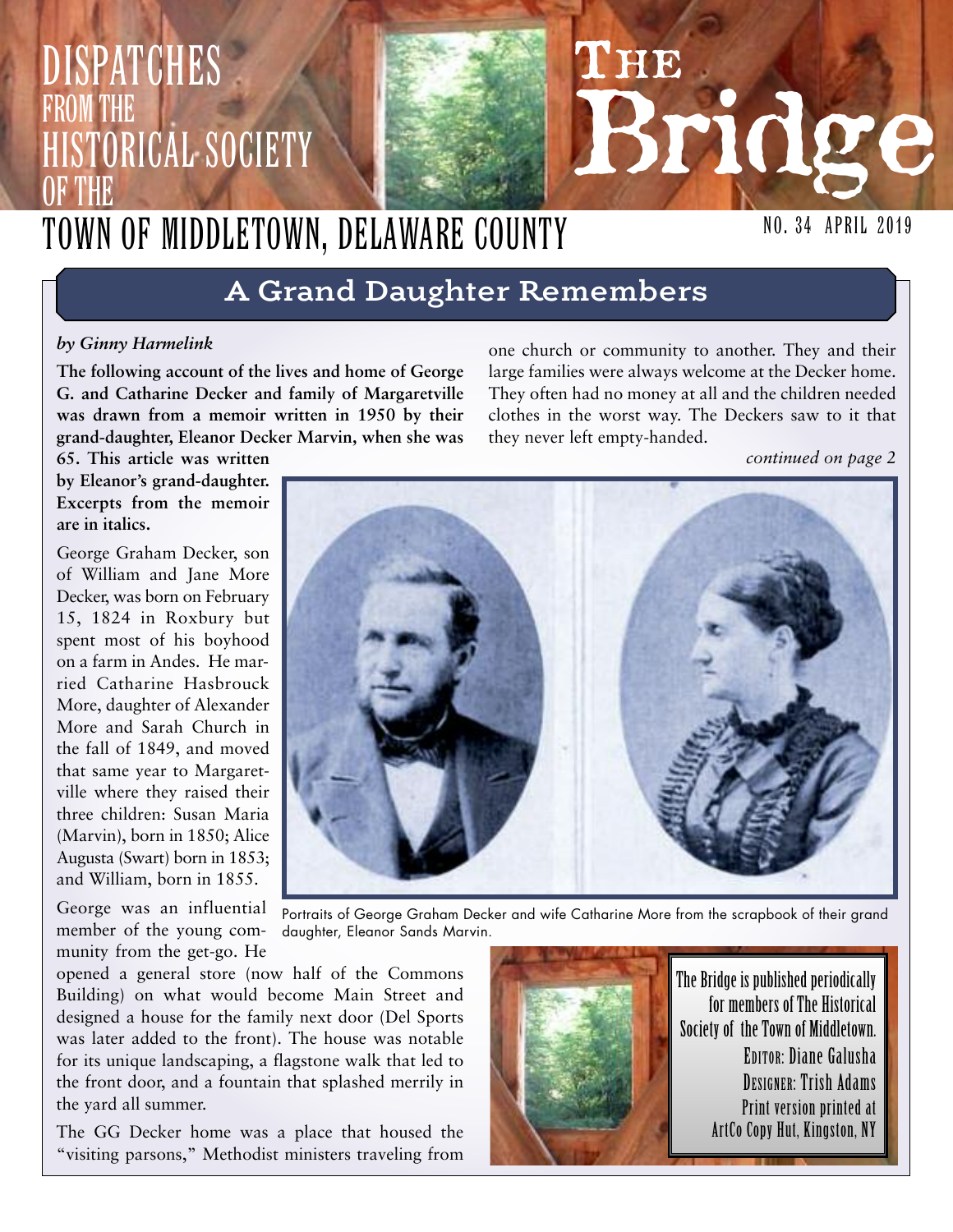# DISPATCHES FROM THE HISTORICAL SOCIETY OF THE TOWN OF MIDDLETOWN, DELAWARE COUNTY

# The Bridge

NO. 34 APRIL 2019

## A Grand Daughter Remembers

*by Ginny Harmelink*

**The following account of the lives and home of George G. and Catharine Decker and family of Margaretville was drawn from a memoir written in 1950 by their grand-daughter, Eleanor Decker Marvin, when she was 65. This article was written by Eleanor's grand-daughter. Excerpts from the memoir are in italics.**

George Graham Decker, son of William and Jane More Decker, was born on February 15, 1824 in Roxbury but spent most of his boyhood on a farm in Andes. He married Catharine Hasbrouck More, daughter of Alexander More and Sarah Church in the fall of 1849, and moved that same year to Margaretville where they raised their three children: Susan Maria (Marvin), born in 1850; Alice Augusta (Swart) born in 1853; and William, born in 1855.

George was an influential member of the young community from the get-go. He opened a general store (now half of the Commons Building) on what would become Main Street and designed a house for the family next door (Del Sports was later added to the front). The house was notable for its unique landscaping, a flagstone walk that led to the front door, and a fountain that splashed merrily in the yard all summer.

The GG Decker home was a place that housed the "visiting parsons," Methodist ministers traveling from one church or community to another. They and their large families were always welcome at the Decker home. They often had no money at all and the children needed clothes in the worst way. The Deckers saw to it that they never left empty-handed.

*continued on page 2*

Portraits of George Graham Decker and wife Catharine More from the scrapbook of their grand daughter, Eleanor Sands Marvin.

The Bridge is published periodically for members of The Historical Society of the Town of Middletown.
Editor: Diane Galusha
Designer: Trish Adams
Print version printed at ArtCo Copy Hut, Kingston, NY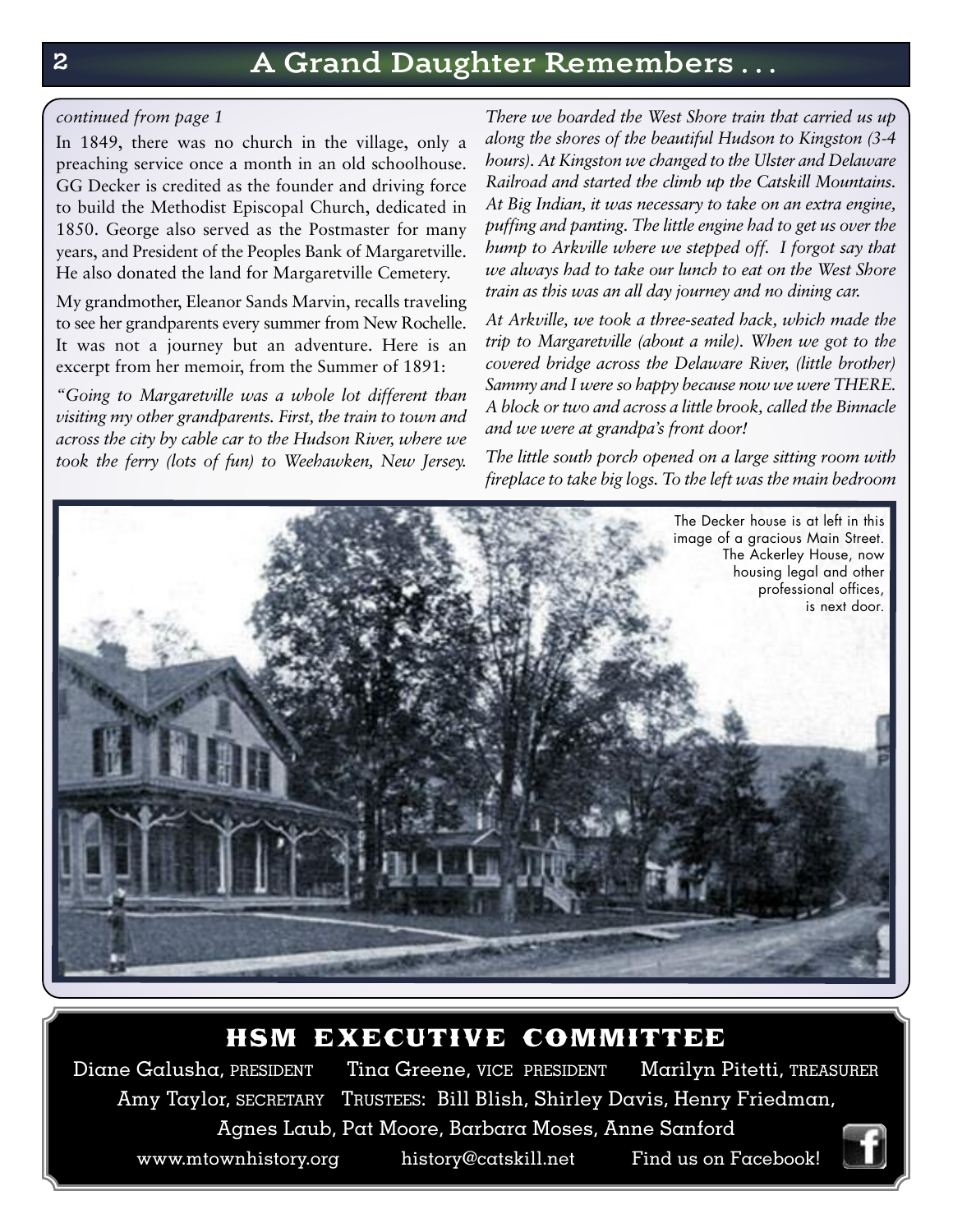# A Grand Daughter Remembers . . .

*continued from page 1*

In 1849, there was no church in the village, only a preaching service once a month in an old schoolhouse. GG Decker is credited as the founder and driving force to build the Methodist Episcopal Church, dedicated in 1850. George also served as the Postmaster for many years, and President of the Peoples Bank of Margaretville. He also donated the land for Margaretville Cemetery.

My grandmother, Eleanor Sands Marvin, recalls traveling to see her grandparents every summer from New Rochelle. It was not a journey but an adventure. Here is an excerpt from her memoir, from the Summer of 1891:

*"Going to Margaretville was a whole lot different than visiting my other grandparents. First, the train to town and across the city by cable car to the Hudson River, where we took the ferry (lots of fun) to Weehawken, New Jersey. There we boarded the West Shore train that carried us up along the shores of the beautiful Hudson to Kingston (3-4 hours). At Kingston we changed to the Ulster and Delaware Railroad and started the climb up the Catskill Mountains. At Big Indian, it was necessary to take on an extra engine, puffing and panting. The little engine had to get us over the hump to Arkville where we stepped off. I forgot say that we always had to take our lunch to eat on the West Shore train as this was an all day journey and no dining car.*

*At Arkville, we took a three-seated hack, which made the trip to Margaretville (about a mile). When we got to the covered bridge across the Delaware River, (little brother) Sammy and I were so happy because now we were THERE. A block or two and across a little brook, called the Binnacle and we were at grandpa's front door!*

*The little south porch opened on a large sitting room with fireplace to take big logs. To the left was the main bedroom*

The Decker house is at left in this image of a gracious Main Street. The Ackerley House, now housing legal and other professional offices, is next door.

## HSM EXECUTIVE COMMITTEE

Diane Galusha, PRESIDENT Tina Greene, VICE PRESIDENT Marilyn Pitetti, TREASURER

Amy Taylor, SECRETARY TRUSTEES: Bill Blish, Shirley Davis, Henry Friedman, Agnes Laub, Pat Moore, Barbara Moses, Anne Sanford

www.mtownhistory.org history@catskill.net Find us on Facebook!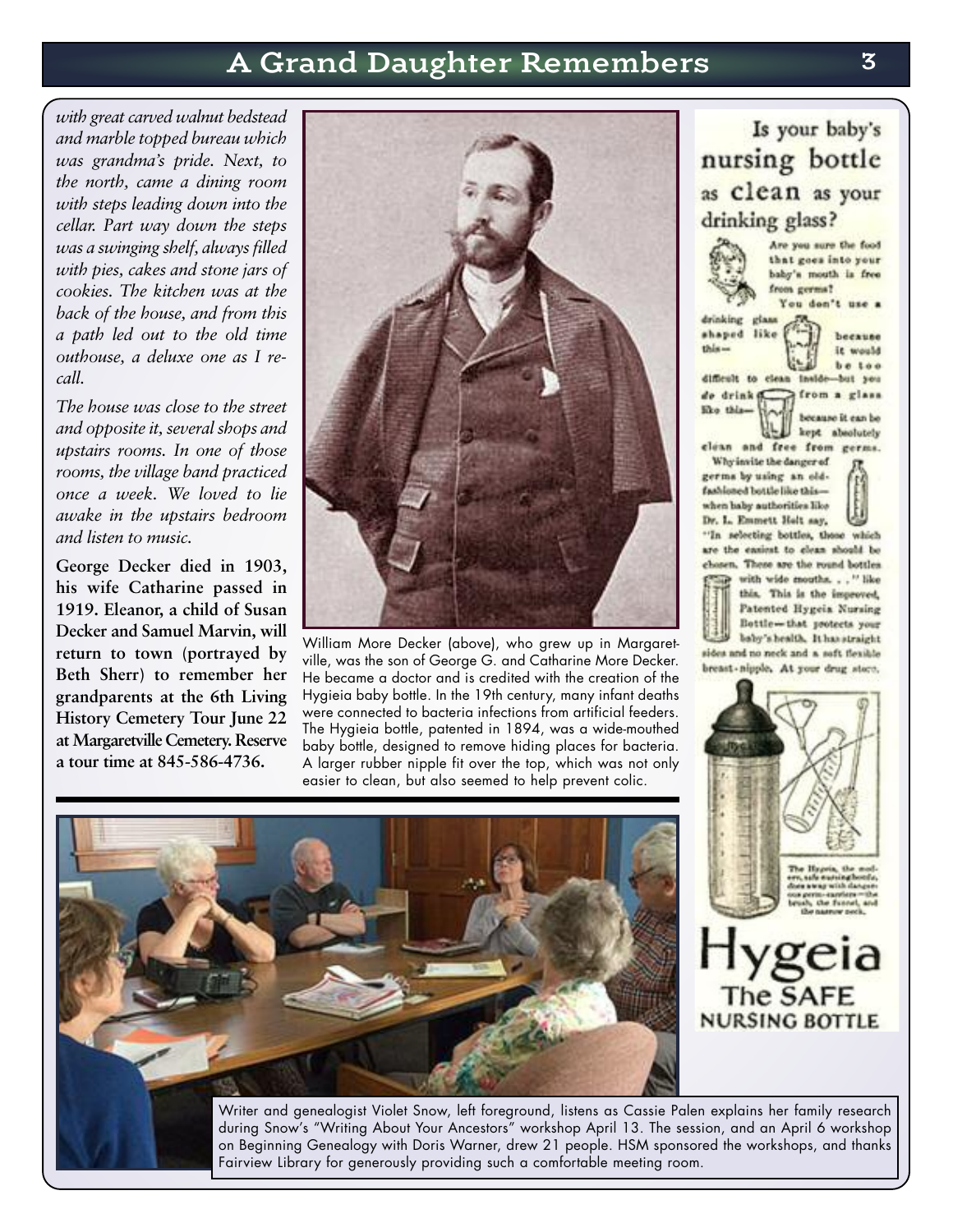# A Grand Daughter Remembers

*with great carved walnut bedstead and marble topped bureau which was grandma's pride. Next, to the north, came a dining room with steps leading down into the cellar. Part way down the steps was a swinging shelf, always filled with pies, cakes and stone jars of cookies. The kitchen was at the back of the house, and from this a path led out to the old time outhouse, a deluxe one as I recall.*

*The house was close to the street and opposite it, several shops and upstairs rooms. In one of those rooms, the village band practiced once a week. We loved to lie awake in the upstairs bedroom and listen to music.*

**George Decker died in 1903, his wife Catharine passed in 1919. Eleanor, a child of Susan Decker and Samuel Marvin, will return to town (portrayed by Beth Sherr) to remember her grandparents at the 6th Living History Cemetery Tour June 22 at Margaretville Cemetery. Reserve a tour time at 845-586-4736.**

William More Decker (above), who grew up in Margaretville, was the son of George G. and Catharine More Decker. He became a doctor and is credited with the creation of the Hygieia baby bottle. In the 19th century, many infant deaths were connected to bacteria infections from artificial feeders. The Hygieia bottle, patented in 1894, was a wide-mouthed baby bottle, designed to remove hiding places for bacteria. A larger rubber nipple fit over the top, which was not only easier to clean, but also seemed to help prevent colic.

Is your baby's nursing bottle as clean as your drinking glass?

Are you sure the food that goes into your baby's mouth is free from germs?

You don't use a drinking glass shaped like this— because it would be too difficult to clean inside—but you do drink from a glass like this— because it can be kept absolutely clean and free from germs.

Why invite the danger of germs by using an old-fashioned bottle like this— when baby authorities like Dr. L. Emmett Holt say, "In selecting bottles, those which are the easiest to clean should be chosen. These are the round bottles with wide mouths. . ." like this. This is the improved, Patented Hygeia Nursing Bottle—that protects your baby's health. It has straight sides and no neck and a soft flexible breast-nipple. At your drug store.

The Hygeia, the modern, safe nursing bottle, does away with dangerous germ-carriers—the brush, the funnel, and the narrow neck.

Hygeia
The SAFE NURSING BOTTLE

Writer and genealogist Violet Snow, left foreground, listens as Cassie Palen explains her family research during Snow's "Writing About Your Ancestors" workshop April 13. The session, and an April 6 workshop on Beginning Genealogy with Doris Warner, drew 21 people. HSM sponsored the workshops, and thanks Fairview Library for generously providing such a comfortable meeting room.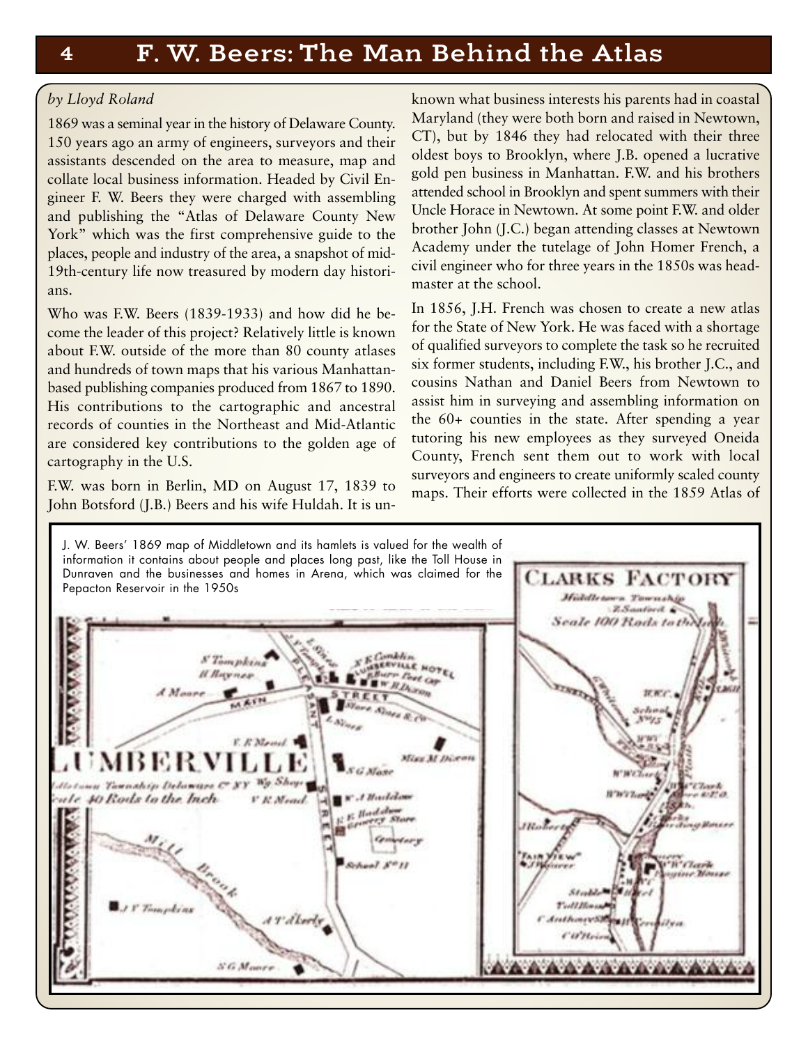# F. W. Beers: The Man Behind the Atlas

*by Lloyd Roland*

1869 was a seminal year in the history of Delaware County. 150 years ago an army of engineers, surveyors and their assistants descended on the area to measure, map and collate local business information. Headed by Civil Engineer F. W. Beers they were charged with assembling and publishing the "Atlas of Delaware County New York" which was the first comprehensive guide to the places, people and industry of the area, a snapshot of mid-19th-century life now treasured by modern day historians.

Who was F.W. Beers (1839-1933) and how did he become the leader of this project? Relatively little is known about F.W. outside of the more than 80 county atlases and hundreds of town maps that his various Manhattan-based publishing companies produced from 1867 to 1890. His contributions to the cartographic and ancestral records of counties in the Northeast and Mid-Atlantic are considered key contributions to the golden age of cartography in the U.S.

F.W. was born in Berlin, MD on August 17, 1839 to John Botsford (J.B.) Beers and his wife Huldah. It is unknown what business interests his parents had in coastal Maryland (they were both born and raised in Newtown, CT), but by 1846 they had relocated with their three oldest boys to Brooklyn, where J.B. opened a lucrative gold pen business in Manhattan. F.W. and his brothers attended school in Brooklyn and spent summers with their Uncle Horace in Newtown. At some point F.W. and older brother John (J.C.) began attending classes at Newtown Academy under the tutelage of John Homer French, a civil engineer who for three years in the 1850s was headmaster at the school.

In 1856, J.H. French was chosen to create a new atlas for the State of New York. He was faced with a shortage of qualified surveyors to complete the task so he recruited six former students, including F.W., his brother J.C., and cousins Nathan and Daniel Beers from Newtown to assist him in surveying and assembling information on the 60+ counties in the state. After spending a year tutoring his new employees as they surveyed Oneida County, French sent them out to work with local surveyors and engineers to create uniformly scaled county maps. Their efforts were collected in the 1859 Atlas of

J. W. Beers' 1869 map of Middletown and its hamlets is valued for the wealth of information it contains about people and places long past, like the Toll House in Dunraven and the businesses and homes in Arena, which was claimed for the Pepacton Reservoir in the 1950s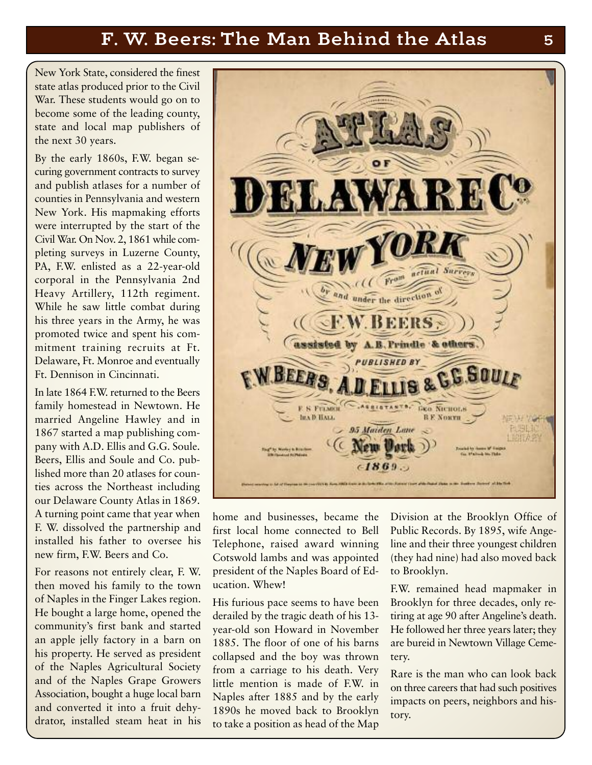New York State, considered the finest state atlas produced prior to the Civil War. These students would go on to become some of the leading county, state and local map publishers of the next 30 years.

By the early 1860s, F.W. began securing government contracts to survey and publish atlases for a number of counties in Pennsylvania and western New York. His mapmaking efforts were interrupted by the start of the Civil War. On Nov. 2, 1861 while completing surveys in Luzerne County, PA, F.W. enlisted as a 22-year-old corporal in the Pennsylvania 2nd Heavy Artillery, 112th regiment. While he saw little combat during his three years in the Army, he was promoted twice and spent his commitment training recruits at Ft. Delaware, Ft. Monroe and eventually Ft. Dennison in Cincinnati.

In late 1864 F.W. returned to the Beers family homestead in Newtown. He married Angeline Hawley and in 1867 started a map publishing company with A.D. Ellis and G.G. Soule. Beers, Ellis and Soule and Co. published more than 20 atlases for counties across the Northeast including our Delaware County Atlas in 1869. A turning point came that year when F. W. dissolved the partnership and installed his father to oversee his new firm, F.W. Beers and Co.

For reasons not entirely clear, F. W. then moved his family to the town of Naples in the Finger Lakes region. He bought a large home, opened the community's first bank and started an apple jelly factory in a barn on his property. He served as president of the Naples Agricultural Society and of the Naples Grape Growers Association, bought a huge local barn and converted it into a fruit dehydrator, installed steam heat in his home and businesses, became the first local home connected to Bell Telephone, raised award winning Cotswold lambs and was appointed president of the Naples Board of Education. Whew!

His furious pace seems to have been derailed by the tragic death of his 13-year-old son Howard in November 1885. The floor of one of his barns collapsed and the boy was thrown from a carriage to his death. Very little mention is made of F.W. in Naples after 1885 and by the early 1890s he moved back to Brooklyn to take a position as head of the Map Division at the Brooklyn Office of Public Records. By 1895, wife Angeline and their three youngest children (they had nine) had also moved back to Brooklyn.

F.W. remained head mapmaker in Brooklyn for three decades, only retiring at age 90 after Angeline's death. He followed her three years later; they are bureid in Newtown Village Cemetery.

Rare is the man who can look back on three careers that had such positives impacts on peers, neighbors and history.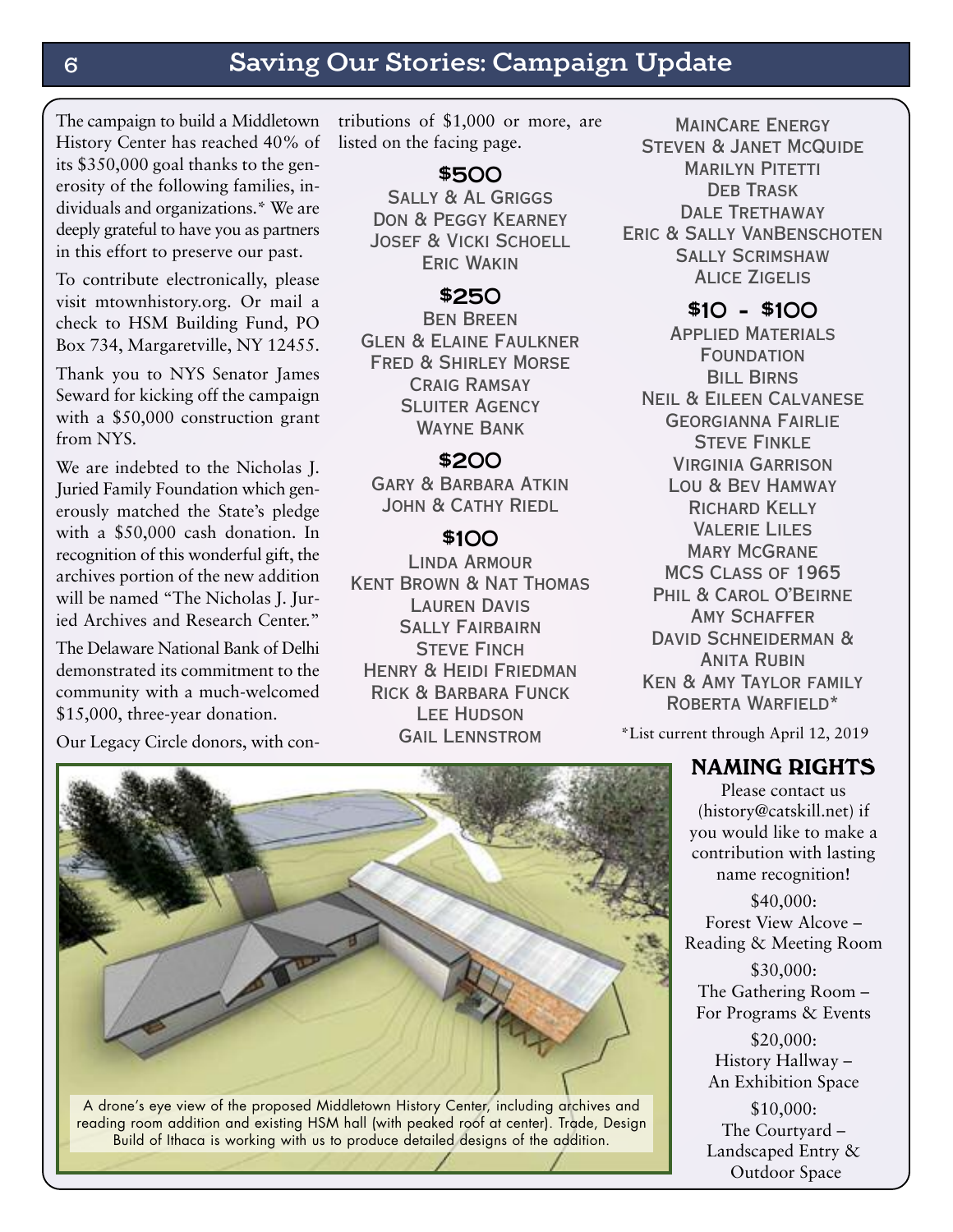## Saving Our Stories: Campaign Update

The campaign to build a Middletown History Center has reached 40% of its $350,000 goal thanks to the generosity of the following families, individuals and organizations.* We are deeply grateful to have you as partners in this effort to preserve our past.

To contribute electronically, please visit mtownhistory.org. Or mail a check to HSM Building Fund, PO Box 734, Margaretville, NY 12455.

Thank you to NYS Senator James Seward for kicking off the campaign with a $50,000 construction grant from NYS.

We are indebted to the Nicholas J. Juried Family Foundation which generously matched the State's pledge with a $50,000 cash donation. In recognition of this wonderful gift, the archives portion of the new addition will be named "The Nicholas J. Juried Archives and Research Center."

The Delaware National Bank of Delhi demonstrated its commitment to the community with a much-welcomed $15,000, three-year donation.

Our Legacy Circle donors, with contributions of $1,000 or more, are listed on the facing page.

### $500

Sally & Al Griggs
Don & Peggy Kearney
Josef & Vicki Schoell
Eric Wakin

### $250

Ben Breen
Glen & Elaine Faulkner
Fred & Shirley Morse
Craig Ramsay
Sluiter Agency
Wayne Bank

### $200

Gary & Barbara Atkin
John & Cathy Riedl

### $100

Linda Armour
Kent Brown & Nat Thomas
Lauren Davis
Sally Fairbairn
Steve Finch
Henry & Heidi Friedman
Rick & Barbara Funck
Lee Hudson
Gail Lennstrom
MainCare Energy
Steven & Janet McQuide
Marilyn Pitetti
Deb Trask
Dale Trethaway
Eric & Sally VanBenschoten
Sally Scrimshaw
Alice Zigelis

### $10 - $100

Applied Materials Foundation
Bill Birns
Neil & Eileen Calvanese
Georgianna Fairlie
Steve Finkle
Virginia Garrison
Lou & Bev Hamway
Richard Kelly
Valerie Liles
Mary McGrane
MCS Class of 1965
Phil & Carol O'Beirne
Amy Schaffer
David Schneiderman & Anita Rubin
Ken & Amy Taylor family
Roberta Warfield*

*List current through April 12, 2019

A drone's eye view of the proposed Middletown History Center, including archives and reading room addition and existing HSM hall (with peaked roof at center). Trade, Design Build of Ithaca is working with us to produce detailed designs of the addition.

### Naming Rights

Please contact us (history@catskill.net) if you would like to make a contribution with lasting name recognition!

$40,000:
Forest View Alcove – Reading & Meeting Room

$30,000:
The Gathering Room – For Programs & Events

$20,000:
History Hallway – An Exhibition Space

$10,000:
The Courtyard – Landscaped Entry & Outdoor Space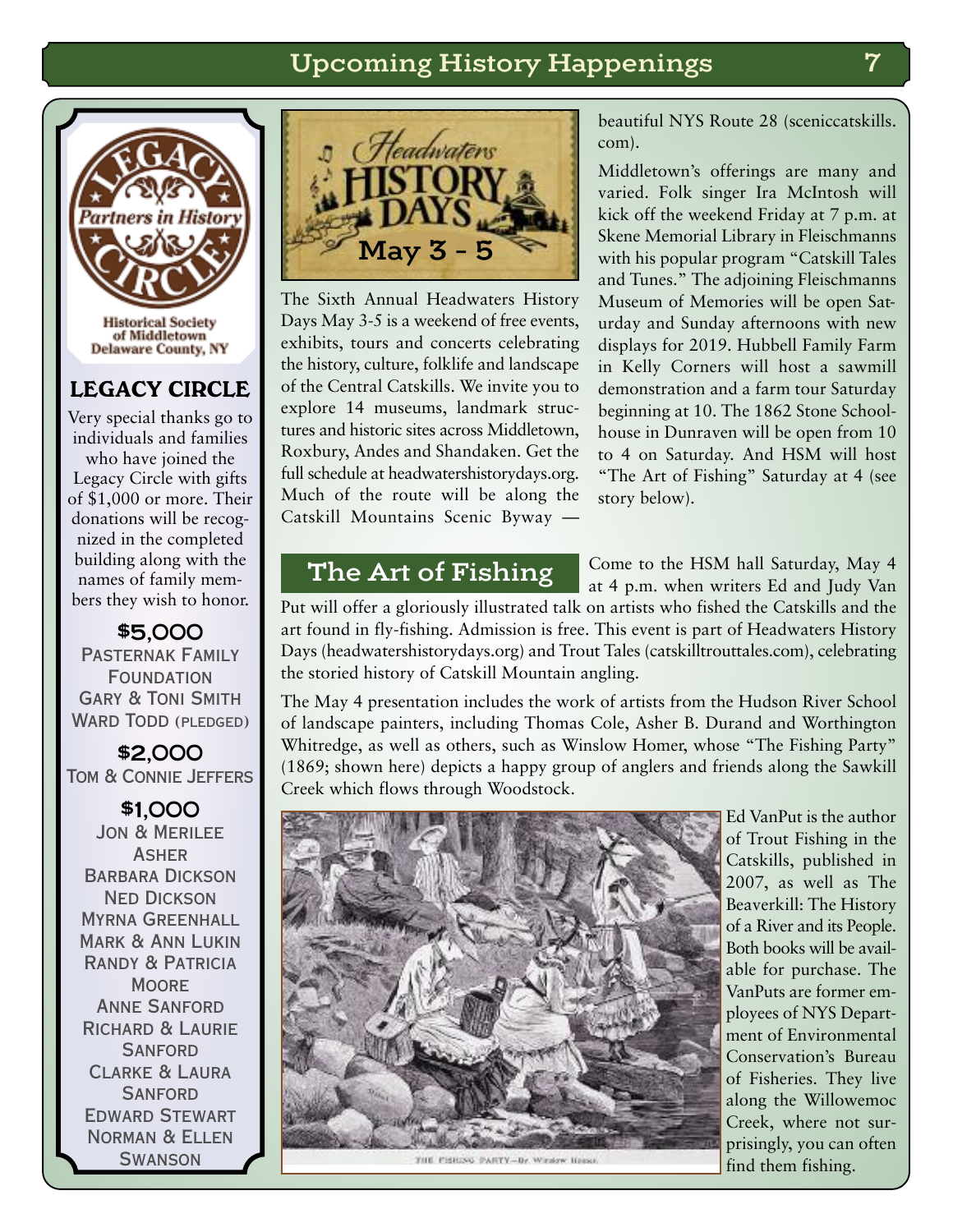## LEGACY CIRCLE

Very special thanks go to individuals and families who have joined the Legacy Circle with gifts of $1,000 or more. Their donations will be recognized in the completed building along with the names of family members they wish to honor.

**$5,000**

Pasternak Family Foundation
Gary & Toni Smith
Ward Todd (pledged)

**$2,000**

Tom & Connie Jeffers

**$1,000**

Jon & Merilee Asher
Barbara Dickson
Ned Dickson
Myrna Greenhall
Mark & Ann Lukin
Randy & Patricia Moore
Anne Sanford
Richard & Laurie Sanford
Clarke & Laura Sanford
Edward Stewart
Norman & Ellen Swanson

## Headwaters History Days May 3 - 5

The Sixth Annual Headwaters History Days May 3-5 is a weekend of free events, exhibits, tours and concerts celebrating the history, culture, folklife and landscape of the Central Catskills. We invite you to explore 14 museums, landmark structures and historic sites across Middletown, Roxbury, Andes and Shandaken. Get the full schedule at headwatershistorydays.org. Much of the route will be along the Catskill Mountains Scenic Byway — beautiful NYS Route 28 (sceniccatskills.com).

Middletown's offerings are many and varied. Folk singer Ira McIntosh will kick off the weekend Friday at 7 p.m. at Skene Memorial Library in Fleischmanns with his popular program "Catskill Tales and Tunes." The adjoining Fleischmanns Museum of Memories will be open Saturday and Sunday afternoons with new displays for 2019. Hubbell Family Farm in Kelly Corners will host a sawmill demonstration and a farm tour Saturday beginning at 10. The 1862 Stone Schoolhouse in Dunraven will be open from 10 to 4 on Saturday. And HSM will host "The Art of Fishing" Saturday at 4 (see story below).

## The Art of Fishing

Come to the HSM hall Saturday, May 4 at 4 p.m. when writers Ed and Judy Van Put will offer a gloriously illustrated talk on artists who fished the Catskills and the art found in fly-fishing. Admission is free. This event is part of Headwaters History Days (headwatershistorydays.org) and Trout Tales (catskilltrouttales.com), celebrating the storied history of Catskill Mountain angling.

The May 4 presentation includes the work of artists from the Hudson River School of landscape painters, including Thomas Cole, Asher B. Durand and Worthington Whitredge, as well as others, such as Winslow Homer, whose "The Fishing Party" (1869; shown here) depicts a happy group of anglers and friends along the Sawkill Creek which flows through Woodstock.

THE FISHING PARTY—By Winslow Homer.

Ed VanPut is the author of Trout Fishing in the Catskills, published in 2007, as well as The Beaverkill: The History of a River and its People. Both books will be available for purchase. The VanPuts are former employees of NYS Department of Environmental Conservation's Bureau of Fisheries. They live along the Willowemoc Creek, where not surprisingly, you can often find them fishing.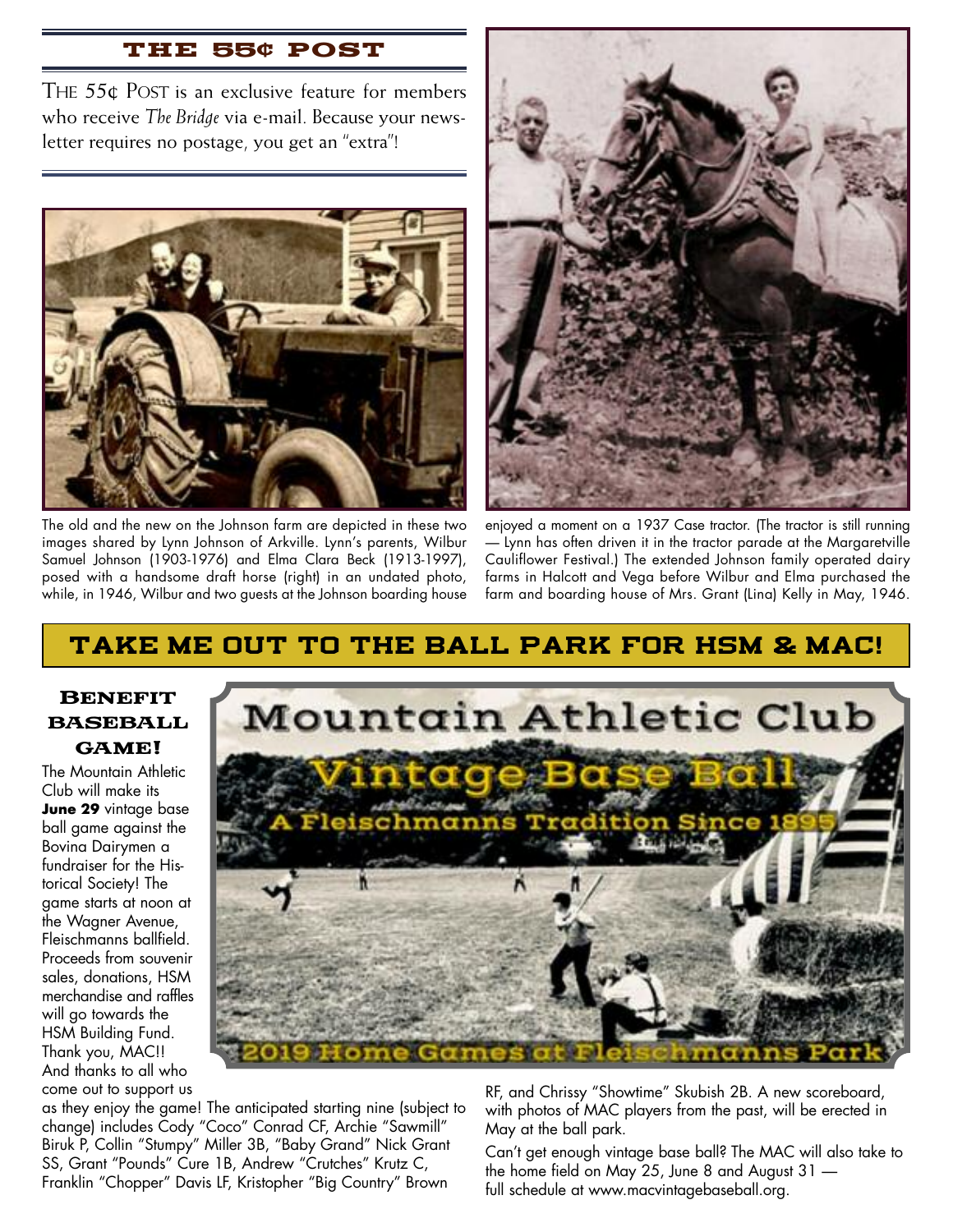## THE 55¢ POST

THE 55¢ POST is an exclusive feature for members who receive *The Bridge* via e-mail. Because your newsletter requires no postage, you get an "extra"!

The old and the new on the Johnson farm are depicted in these two images shared by Lynn Johnson of Arkville. Lynn's parents, Wilbur Samuel Johnson (1903-1976) and Elma Clara Beck (1913-1997), posed with a handsome draft horse (right) in an undated photo, while, in 1946, Wilbur and two guests at the Johnson boarding house enjoyed a moment on a 1937 Case tractor. (The tractor is still running — Lynn has often driven it in the tractor parade at the Margaretville Cauliflower Festival.) The extended Johnson family operated dairy farms in Halcott and Vega before Wilbur and Elma purchased the farm and boarding house of Mrs. Grant (Lina) Kelly in May, 1946.

## TAKE ME OUT TO THE BALL PARK FOR HSM & MAC!

### BENEFIT BASEBALL GAME!

Mountain Athletic Club
Vintage Base Ball
A Fleischmanns Tradition Since 1895
2019 Home Games at Fleischmanns Park

The Mountain Athletic Club will make its **June 29** vintage base ball game against the Bovina Dairymen a fundraiser for the Historical Society! The game starts at noon at the Wagner Avenue, Fleischmanns ballfield. Proceeds from souvenir sales, donations, HSM merchandise and raffles will go towards the HSM Building Fund. Thank you, MAC!! And thanks to all who come out to support us as they enjoy the game! The anticipated starting nine (subject to change) includes Cody "Coco" Conrad CF, Archie "Sawmill" Biruk P, Collin "Stumpy" Miller 3B, "Baby Grand" Nick Grant SS, Grant "Pounds" Cure 1B, Andrew "Crutches" Krutz C, Franklin "Chopper" Davis LF, Kristopher "Big Country" Brown RF, and Chrissy "Showtime" Skubish 2B. A new scoreboard, with photos of MAC players from the past, will be erected in May at the ball park.

Can't get enough vintage base ball? The MAC will also take to the home field on May 25, June 8 and August 31 — full schedule at www.macvintagebaseball.org.